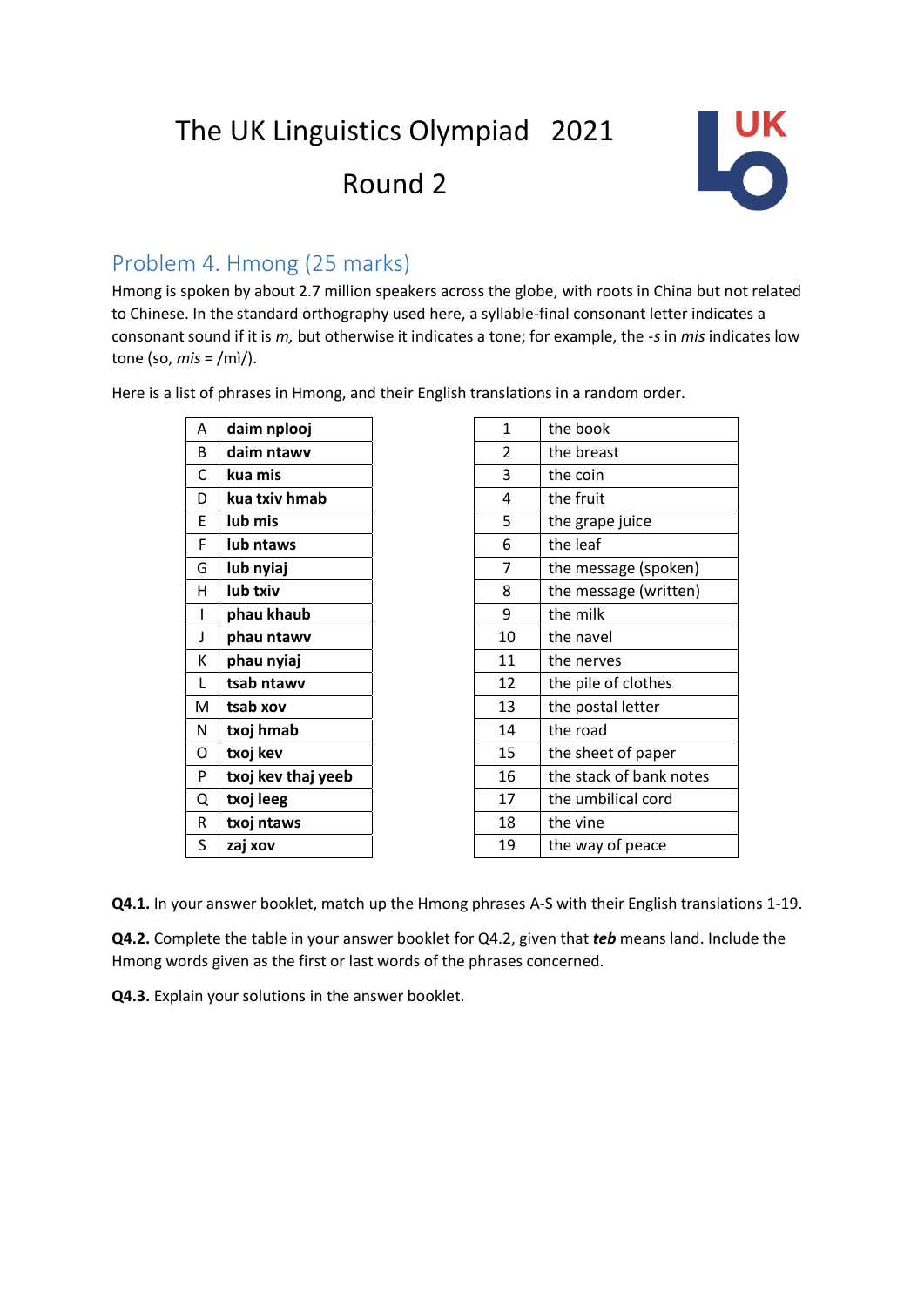# The UK Linguistics Olympiad 2021

# Round 2

## Problem 4. Hmong (25 marks)

Hmong is spoken by about 2.7 million speakers across the globe, with roots in China but not related to Chinese. In the standard orthography used here, a syllable-final consonant letter indicates a consonant sound if it is *m,* but otherwise it indicates a tone; for example, the *-s* in *mis* indicates low tone (so, *mis* = /mì/).

Here is a list of phrases in Hmong, and their English translations in a random order.

| | |
|---|---|
| A | **daim nplooj** |
| B | **daim ntawv** |
| C | **kua mis** |
| D | **kua txiv hmab** |
| E | **lub mis** |
| F | **lub ntaws** |
| G | **lub nyiaj** |
| H | **lub txiv** |
| I | **phau khaub** |
| J | **phau ntawv** |
| K | **phau nyiaj** |
| L | **tsab ntawv** |
| M | **tsab xov** |
| N | **txoj hmab** |
| O | **txoj kev** |
| P | **txoj kev thaj yeeb** |
| Q | **txoj leeg** |
| R | **txoj ntaws** |
| S | **zaj xov** |

| | |
|---|---|
| 1 | the book |
| 2 | the breast |
| 3 | the coin |
| 4 | the fruit |
| 5 | the grape juice |
| 6 | the leaf |
| 7 | the message (spoken) |
| 8 | the message (written) |
| 9 | the milk |
| 10 | the navel |
| 11 | the nerves |
| 12 | the pile of clothes |
| 13 | the postal letter |
| 14 | the road |
| 15 | the sheet of paper |
| 16 | the stack of bank notes |
| 17 | the umbilical cord |
| 18 | the vine |
| 19 | the way of peace |

**Q4.1.** In your answer booklet, match up the Hmong phrases A-S with their English translations 1-19.

**Q4.2.** Complete the table in your answer booklet for Q4.2, given that ***teb*** means land. Include the Hmong words given as the first or last words of the phrases concerned.

**Q4.3.** Explain your solutions in the answer booklet.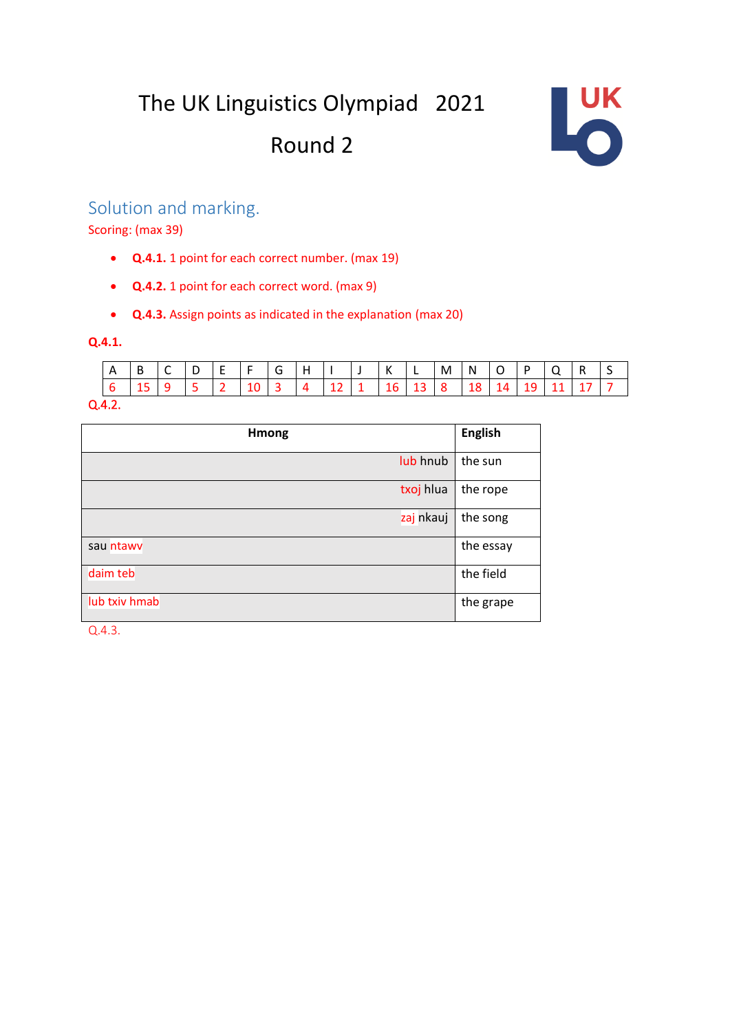# The UK Linguistics Olympiad 2021

## Round 2

## Solution and marking.

Scoring: (max 39)

- **Q.4.1.** 1 point for each correct number. (max 19)
- **Q.4.2.** 1 point for each correct word. (max 9)
- **Q.4.3.** Assign points as indicated in the explanation (max 20)

**Q.4.1.**

| A | B | C | D | E | F | G | H | I | J | K | L | M | N | O | P | Q | R | S |
|---|---|---|---|---|---|---|---|---|---|---|---|---|---|---|---|---|---|---|
| 6 | 15 | 9 | 5 | 2 | 10 | 3 | 4 | 12 | 1 | 16 | 13 | 8 | 18 | 14 | 19 | 11 | 17 | 7 |

**Q.4.2.**

| Hmong | English |
|---|---|
| lub hnub | the sun |
| txoj hlua | the rope |
| zaj nkauj | the song |
| sau ntawv | the essay |
| daim teb | the field |
| lub txiv hmab | the grape |

Q.4.3.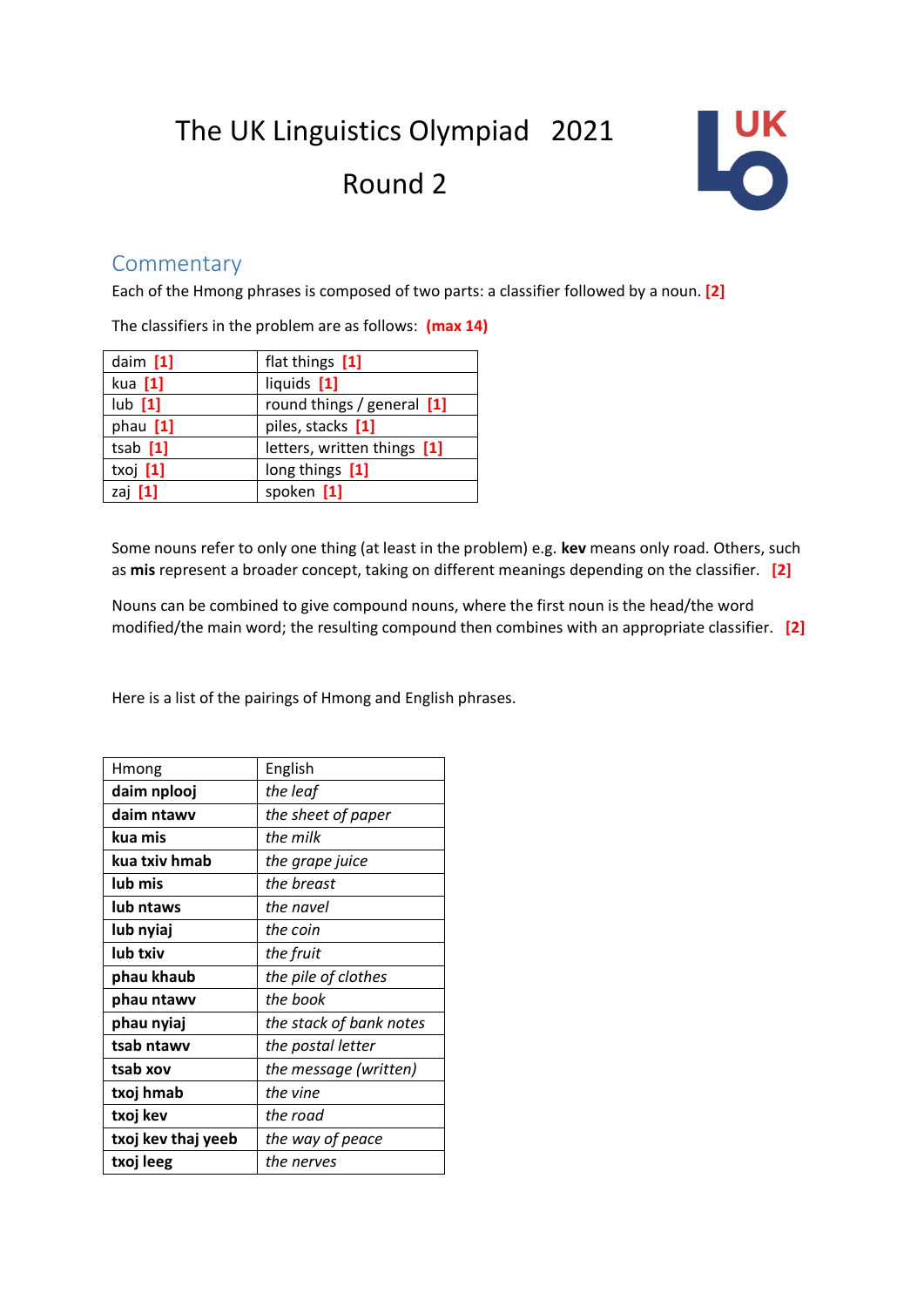# The UK Linguistics Olympiad 2021

# Round 2

## Commentary

Each of the Hmong phrases is composed of two parts: a classifier followed by a noun. [2]

The classifiers in the problem are as follows: (max 14)

| | |
|---|---|
| daim [1] | flat things [1] |
| kua [1] | liquids [1] |
| lub [1] | round things / general [1] |
| phau [1] | piles, stacks [1] |
| tsab [1] | letters, written things [1] |
| txoj [1] | long things [1] |
| zaj [1] | spoken [1] |

Some nouns refer to only one thing (at least in the problem) e.g. **kev** means only road. Others, such as **mis** represent a broader concept, taking on different meanings depending on the classifier. [2]

Nouns can be combined to give compound nouns, where the first noun is the head/the word modified/the main word; the resulting compound then combines with an appropriate classifier. [2]

Here is a list of the pairings of Hmong and English phrases.

| Hmong | English |
|---|---|
| **daim nplooj** | *the leaf* |
| **daim ntawv** | *the sheet of paper* |
| **kua mis** | *the milk* |
| **kua txiv hmab** | *the grape juice* |
| **lub mis** | *the breast* |
| **lub ntaws** | *the navel* |
| **lub nyiaj** | *the coin* |
| **lub txiv** | *the fruit* |
| **phau khaub** | *the pile of clothes* |
| **phau ntawv** | *the book* |
| **phau nyiaj** | *the stack of bank notes* |
| **tsab ntawv** | *the postal letter* |
| **tsab xov** | *the message (written)* |
| **txoj hmab** | *the vine* |
| **txoj kev** | *the road* |
| **txoj kev thaj yeeb** | *the way of peace* |
| **txoj leeg** | *the nerves* |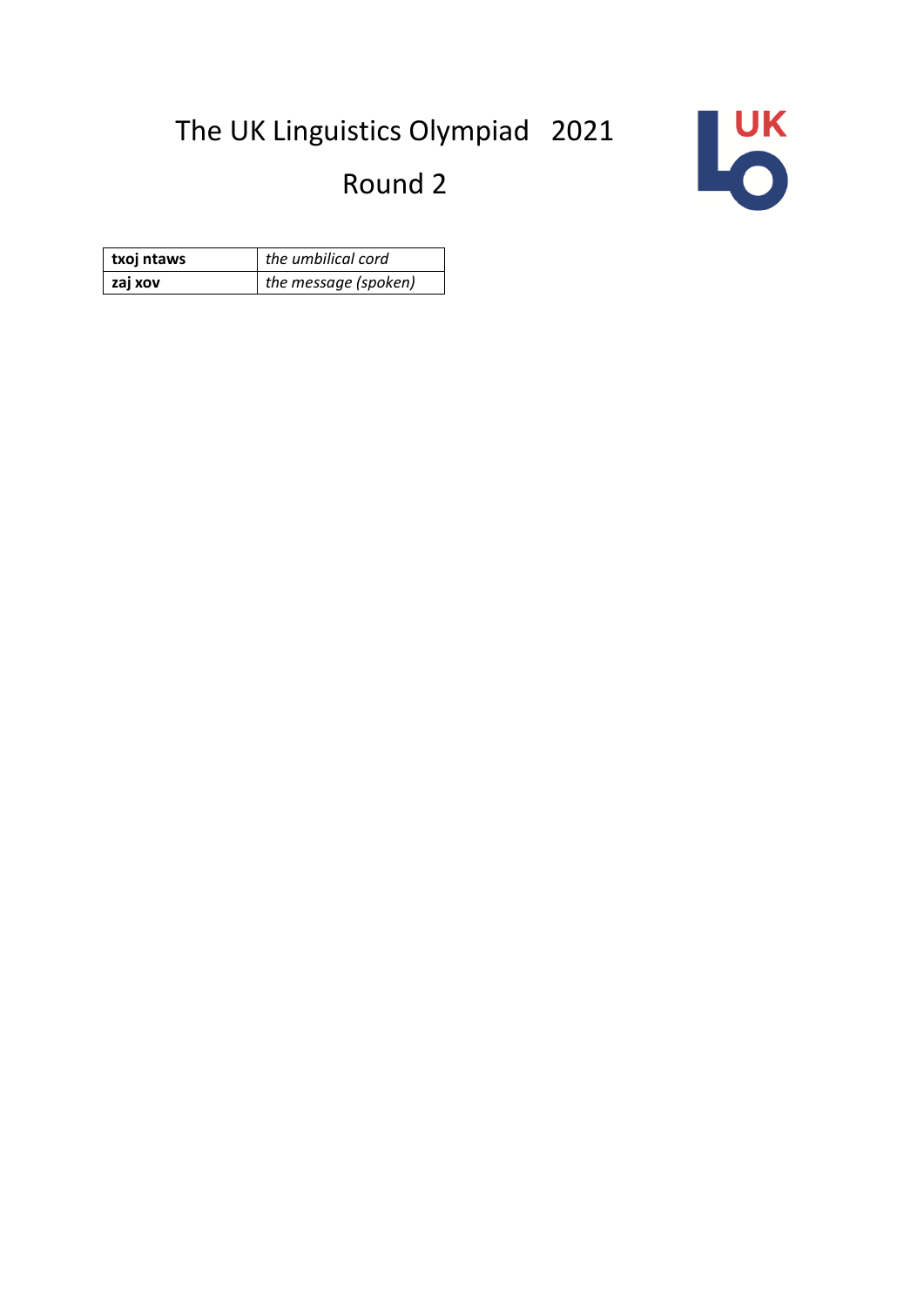| | |
|---|---|
| **txoj ntaws** | *the umbilical cord* |
| **zaj xov** | *the message (spoken)* |